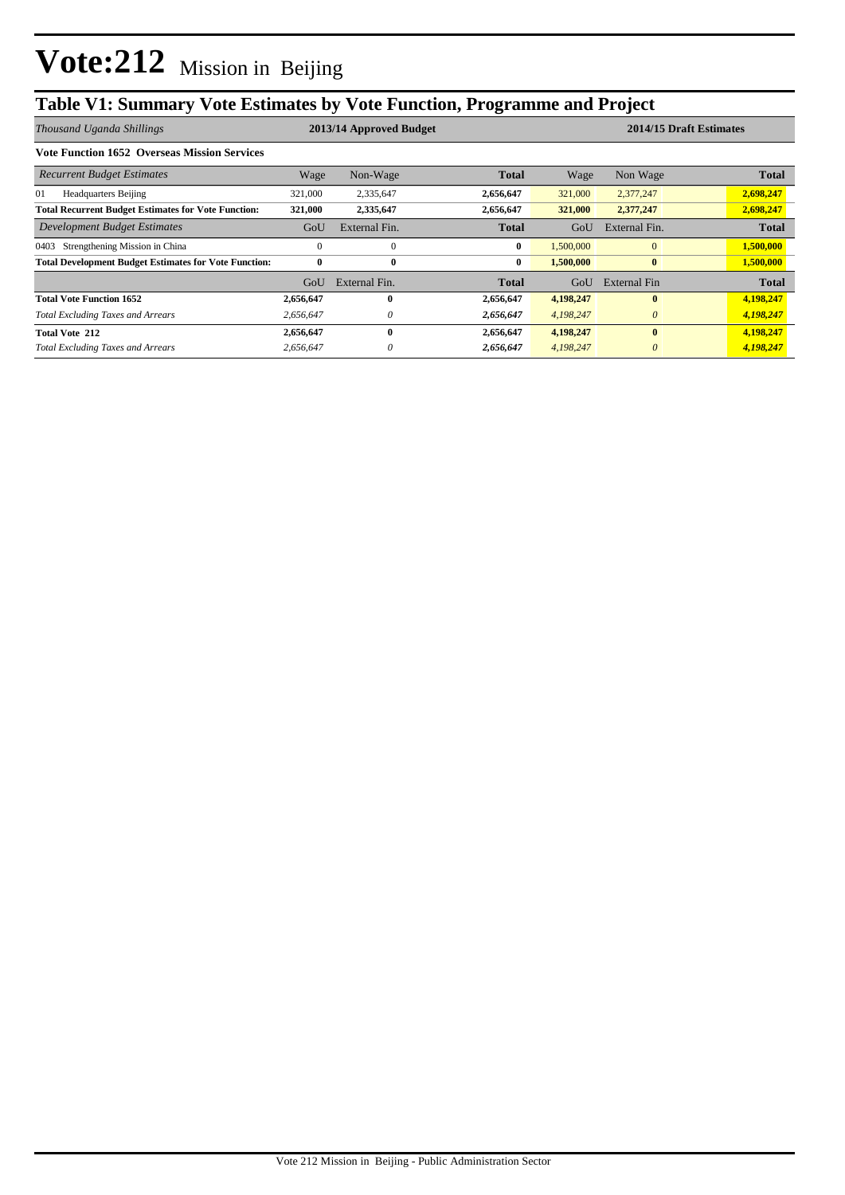# Vote:212 Mission in Beijing

## Table V1: Summary Vote Estimates by Vote Function, Programme and Project

| *Thousand Uganda Shillings* | 2013/14 Approved Budget | | | 2014/15 Draft Estimates | | |
|---|---|---|---|---|---|---|
| **Vote Function 1652 Overseas Mission Services** | | | | | | |
| *Recurrent Budget Estimates* | Wage | Non-Wage | **Total** | Wage | Non Wage | **Total** |
| 01 Headquarters Beijing | 321,000 | 2,335,647 | **2,656,647** | 321,000 | 2,377,247 | **2,698,247** |
| **Total Recurrent Budget Estimates for Vote Function:** | **321,000** | **2,335,647** | **2,656,647** | **321,000** | **2,377,247** | **2,698,247** |
| *Development Budget Estimates* | GoU | External Fin. | **Total** | GoU | External Fin. | **Total** |
| 0403 Strengthening Mission in China | 0 | 0 | **0** | 1,500,000 | 0 | **1,500,000** |
| **Total Development Budget Estimates for Vote Function:** | **0** | **0** | **0** | **1,500,000** | **0** | **1,500,000** |
| | GoU | External Fin. | **Total** | GoU | External Fin | **Total** |
| **Total Vote Function 1652** | **2,656,647** | **0** | **2,656,647** | **4,198,247** | **0** | **4,198,247** |
| *Total Excluding Taxes and Arrears* | *2,656,647* | *0* | ***2,656,647*** | *4,198,247* | *0* | ***4,198,247*** |
| **Total Vote 212** | **2,656,647** | **0** | **2,656,647** | **4,198,247** | **0** | **4,198,247** |
| *Total Excluding Taxes and Arrears* | *2,656,647* | *0* | ***2,656,647*** | *4,198,247* | *0* | ***4,198,247*** |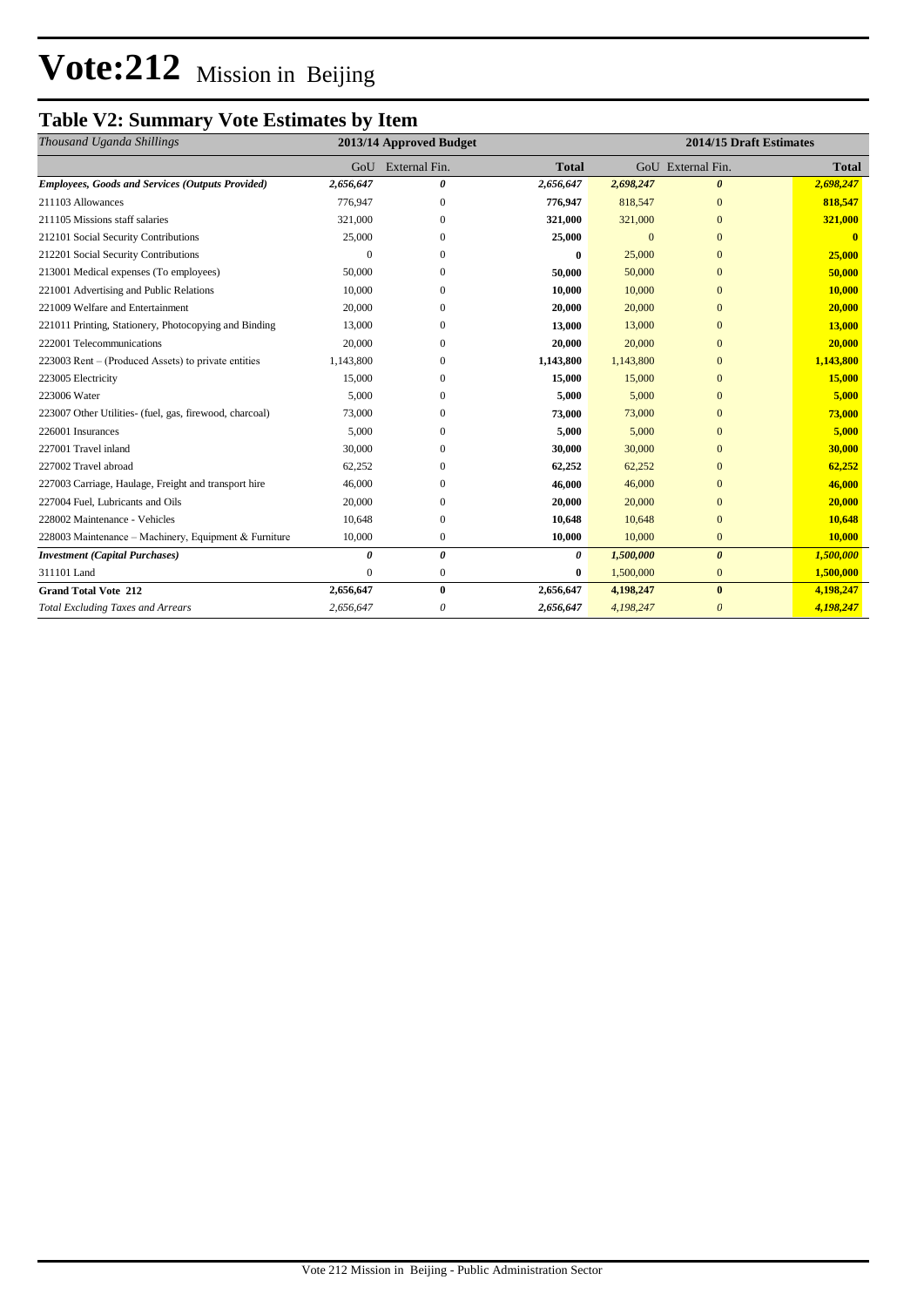# Vote:212 Mission in Beijing

## Table V2: Summary Vote Estimates by Item

| *Thousand Uganda Shillings* | 2013/14 Approved Budget | | | 2014/15 Draft Estimates | | |
|---|---|---|---|---|---|---|
| | GoU | External Fin. | **Total** | GoU | External Fin. | **Total** |
| ***Employees, Goods and Services (Outputs Provided)*** | ***2,656,647*** | ***0*** | ***2,656,647*** | ***2,698,247*** | ***0*** | ***2,698,247*** |
| 211103 Allowances | 776,947 | 0 | **776,947** | 818,547 | 0 | **818,547** |
| 211105 Missions staff salaries | 321,000 | 0 | **321,000** | 321,000 | 0 | **321,000** |
| 212101 Social Security Contributions | 25,000 | 0 | **25,000** | 0 | 0 | **0** |
| 212201 Social Security Contributions | 0 | 0 | **0** | 25,000 | 0 | **25,000** |
| 213001 Medical expenses (To employees) | 50,000 | 0 | **50,000** | 50,000 | 0 | **50,000** |
| 221001 Advertising and Public Relations | 10,000 | 0 | **10,000** | 10,000 | 0 | **10,000** |
| 221009 Welfare and Entertainment | 20,000 | 0 | **20,000** | 20,000 | 0 | **20,000** |
| 221011 Printing, Stationery, Photocopying and Binding | 13,000 | 0 | **13,000** | 13,000 | 0 | **13,000** |
| 222001 Telecommunications | 20,000 | 0 | **20,000** | 20,000 | 0 | **20,000** |
| 223003 Rent – (Produced Assets) to private entities | 1,143,800 | 0 | **1,143,800** | 1,143,800 | 0 | **1,143,800** |
| 223005 Electricity | 15,000 | 0 | **15,000** | 15,000 | 0 | **15,000** |
| 223006 Water | 5,000 | 0 | **5,000** | 5,000 | 0 | **5,000** |
| 223007 Other Utilities- (fuel, gas, firewood, charcoal) | 73,000 | 0 | **73,000** | 73,000 | 0 | **73,000** |
| 226001 Insurances | 5,000 | 0 | **5,000** | 5,000 | 0 | **5,000** |
| 227001 Travel inland | 30,000 | 0 | **30,000** | 30,000 | 0 | **30,000** |
| 227002 Travel abroad | 62,252 | 0 | **62,252** | 62,252 | 0 | **62,252** |
| 227003 Carriage, Haulage, Freight and transport hire | 46,000 | 0 | **46,000** | 46,000 | 0 | **46,000** |
| 227004 Fuel, Lubricants and Oils | 20,000 | 0 | **20,000** | 20,000 | 0 | **20,000** |
| 228002 Maintenance - Vehicles | 10,648 | 0 | **10,648** | 10,648 | 0 | **10,648** |
| 228003 Maintenance – Machinery, Equipment & Furniture | 10,000 | 0 | **10,000** | 10,000 | 0 | **10,000** |
| ***Investment (Capital Purchases)*** | ***0*** | ***0*** | ***0*** | ***1,500,000*** | ***0*** | ***1,500,000*** |
| 311101 Land | 0 | 0 | **0** | 1,500,000 | 0 | **1,500,000** |
| **Grand Total Vote 212** | **2,656,647** | **0** | **2,656,647** | **4,198,247** | **0** | **4,198,247** |
| *Total Excluding Taxes and Arrears* | *2,656,647* | *0* | *2,656,647* | *4,198,247* | *0* | ***4,198,247*** |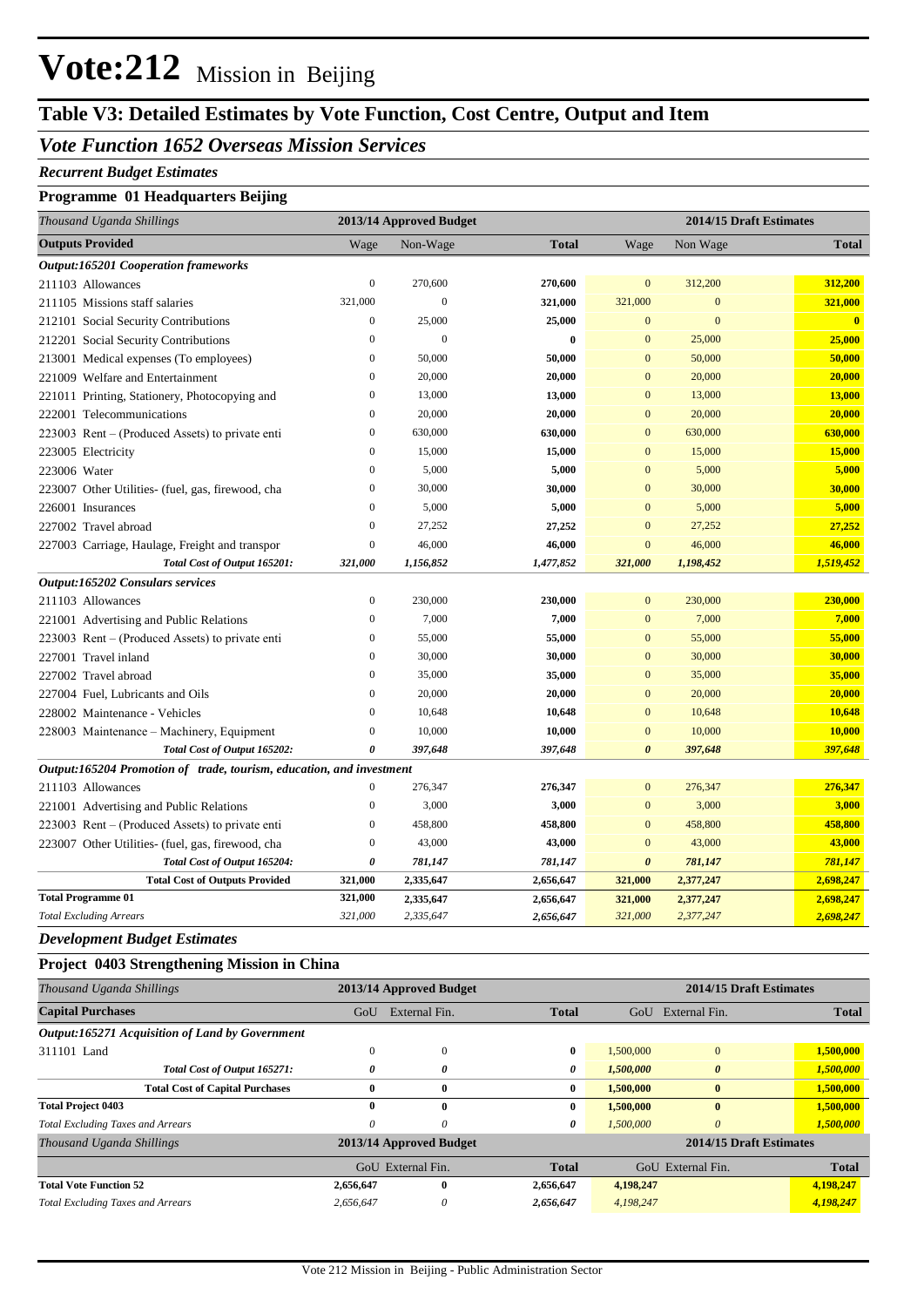# Vote:212 Mission in Beijing

## Table V3: Detailed Estimates by Vote Function, Cost Centre, Output and Item

### *Vote Function 1652 Overseas Mission Services*

***Recurrent Budget Estimates***

**Programme 01 Headquarters Beijing**

| *Thousand Uganda Shillings* | 2013/14 Approved Budget | | | 2014/15 Draft Estimates | | |
|---|---|---|---|---|---|---|
| **Outputs Provided** | Wage | Non-Wage | **Total** | Wage | Non Wage | **Total** |
| ***Output:165201 Cooperation frameworks*** | | | | | | |
| 211103 Allowances | 0 | 270,600 | **270,600** | 0 | 312,200 | **312,200** |
| 211105 Missions staff salaries | 321,000 | 0 | **321,000** | 321,000 | 0 | **321,000** |
| 212101 Social Security Contributions | 0 | 25,000 | **25,000** | 0 | 0 | **0** |
| 212201 Social Security Contributions | 0 | 0 | **0** | 0 | 25,000 | **25,000** |
| 213001 Medical expenses (To employees) | 0 | 50,000 | **50,000** | 0 | 50,000 | **50,000** |
| 221009 Welfare and Entertainment | 0 | 20,000 | **20,000** | 0 | 20,000 | **20,000** |
| 221011 Printing, Stationery, Photocopying and | 0 | 13,000 | **13,000** | 0 | 13,000 | **13,000** |
| 222001 Telecommunications | 0 | 20,000 | **20,000** | 0 | 20,000 | **20,000** |
| 223003 Rent – (Produced Assets) to private enti | 0 | 630,000 | **630,000** | 0 | 630,000 | **630,000** |
| 223005 Electricity | 0 | 15,000 | **15,000** | 0 | 15,000 | **15,000** |
| 223006 Water | 0 | 5,000 | **5,000** | 0 | 5,000 | **5,000** |
| 223007 Other Utilities- (fuel, gas, firewood, cha | 0 | 30,000 | **30,000** | 0 | 30,000 | **30,000** |
| 226001 Insurances | 0 | 5,000 | **5,000** | 0 | 5,000 | **5,000** |
| 227002 Travel abroad | 0 | 27,252 | **27,252** | 0 | 27,252 | **27,252** |
| 227003 Carriage, Haulage, Freight and transpor | 0 | 46,000 | **46,000** | 0 | 46,000 | **46,000** |
| ***Total Cost of Output 165201:*** | ***321,000*** | ***1,156,852*** | ***1,477,852*** | ***321,000*** | ***1,198,452*** | ***1,519,452*** |
| ***Output:165202 Consulars services*** | | | | | | |
| 211103 Allowances | 0 | 230,000 | **230,000** | 0 | 230,000 | **230,000** |
| 221001 Advertising and Public Relations | 0 | 7,000 | **7,000** | 0 | 7,000 | **7,000** |
| 223003 Rent – (Produced Assets) to private enti | 0 | 55,000 | **55,000** | 0 | 55,000 | **55,000** |
| 227001 Travel inland | 0 | 30,000 | **30,000** | 0 | 30,000 | **30,000** |
| 227002 Travel abroad | 0 | 35,000 | **35,000** | 0 | 35,000 | **35,000** |
| 227004 Fuel, Lubricants and Oils | 0 | 20,000 | **20,000** | 0 | 20,000 | **20,000** |
| 228002 Maintenance - Vehicles | 0 | 10,648 | **10,648** | 0 | 10,648 | **10,648** |
| 228003 Maintenance – Machinery, Equipment | 0 | 10,000 | **10,000** | 0 | 10,000 | **10,000** |
| ***Total Cost of Output 165202:*** | ***0*** | ***397,648*** | ***397,648*** | ***0*** | ***397,648*** | ***397,648*** |
| ***Output:165204 Promotion of trade, tourism, education, and investment*** | | | | | | |
| 211103 Allowances | 0 | 276,347 | **276,347** | 0 | 276,347 | **276,347** |
| 221001 Advertising and Public Relations | 0 | 3,000 | **3,000** | 0 | 3,000 | **3,000** |
| 223003 Rent – (Produced Assets) to private enti | 0 | 458,800 | **458,800** | 0 | 458,800 | **458,800** |
| 223007 Other Utilities- (fuel, gas, firewood, cha | 0 | 43,000 | **43,000** | 0 | 43,000 | **43,000** |
| ***Total Cost of Output 165204:*** | ***0*** | ***781,147*** | ***781,147*** | ***0*** | ***781,147*** | ***781,147*** |
| **Total Cost of Outputs Provided** | **321,000** | **2,335,647** | **2,656,647** | **321,000** | **2,377,247** | **2,698,247** |
| **Total Programme 01** | **321,000** | **2,335,647** | **2,656,647** | **321,000** | **2,377,247** | **2,698,247** |
| *Total Excluding Arrears* | *321,000* | *2,335,647* | *2,656,647* | *321,000* | *2,377,247* | *2,698,247* |

***Development Budget Estimates***

**Project 0403 Strengthening Mission in China**

| *Thousand Uganda Shillings* | 2013/14 Approved Budget | | | 2014/15 Draft Estimates | | |
|---|---|---|---|---|---|---|
| **Capital Purchases** | GoU | External Fin. | **Total** | GoU | External Fin. | **Total** |
| ***Output:165271 Acquisition of Land by Government*** | | | | | | |
| 311101 Land | 0 | 0 | **0** | 1,500,000 | 0 | **1,500,000** |
| ***Total Cost of Output 165271:*** | ***0*** | ***0*** | ***0*** | ***1,500,000*** | ***0*** | ***1,500,000*** |
| **Total Cost of Capital Purchases** | **0** | **0** | **0** | **1,500,000** | **0** | **1,500,000** |
| **Total Project 0403** | **0** | **0** | **0** | **1,500,000** | **0** | **1,500,000** |
| *Total Excluding Taxes and Arrears* | *0* | *0* | *0* | *1,500,000* | *0* | *1,500,000* |

| *Thousand Uganda Shillings* | 2013/14 Approved Budget | | | 2014/15 Draft Estimates | | |
|---|---|---|---|---|---|---|
| | GoU | External Fin. | **Total** | GoU | External Fin. | **Total** |
| **Total Vote Function 52** | **2,656,647** | **0** | **2,656,647** | **4,198,247** | | **4,198,247** |
| *Total Excluding Taxes and Arrears* | *2,656,647* | *0* | *2,656,647* | *4,198,247* | | *4,198,247* |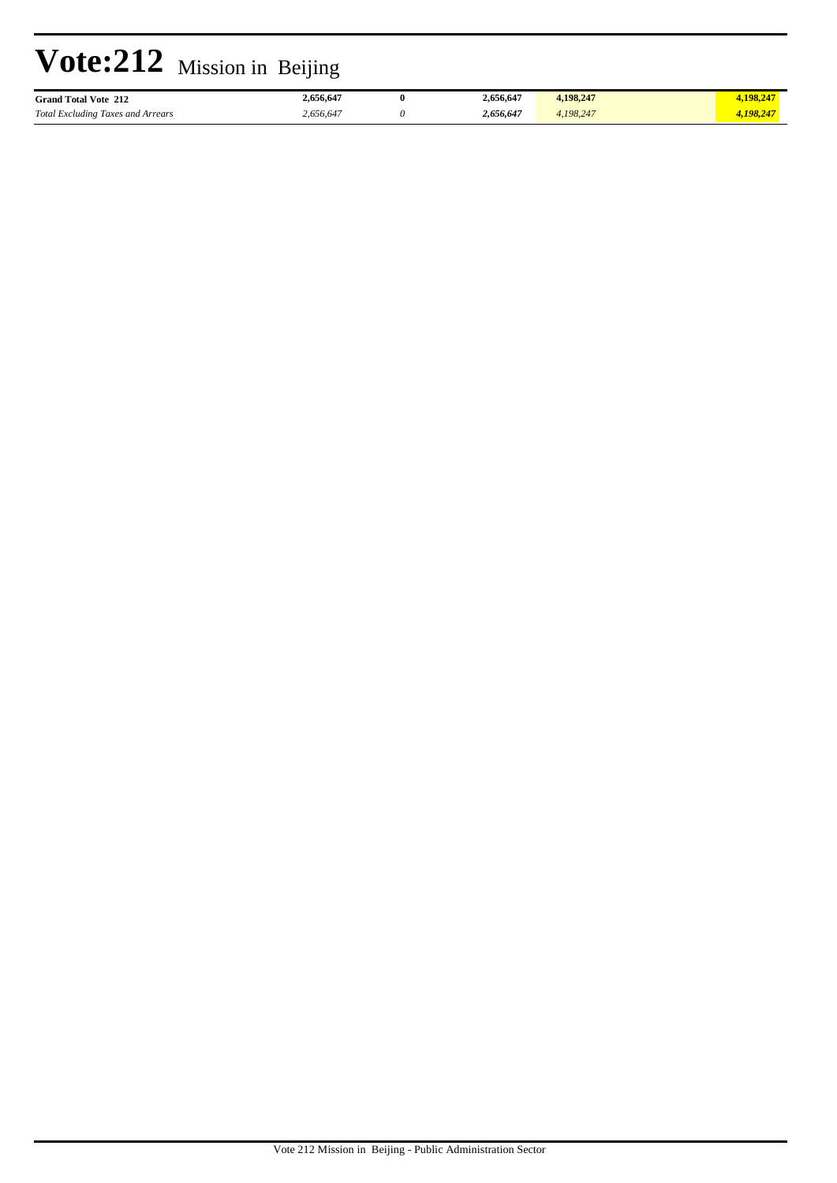# Vote:212 Mission in Beijing

| | | | | | |
|---|---|---|---|---|---|
| **Grand Total Vote 212** | **2,656,647** | **0** | **2,656,647** | **4,198,247** | **4,198,247** |
| *Total Excluding Taxes and Arrears* | *2,656,647* | *0* | ***2,656,647*** | *4,198,247* | ***4,198,247*** |